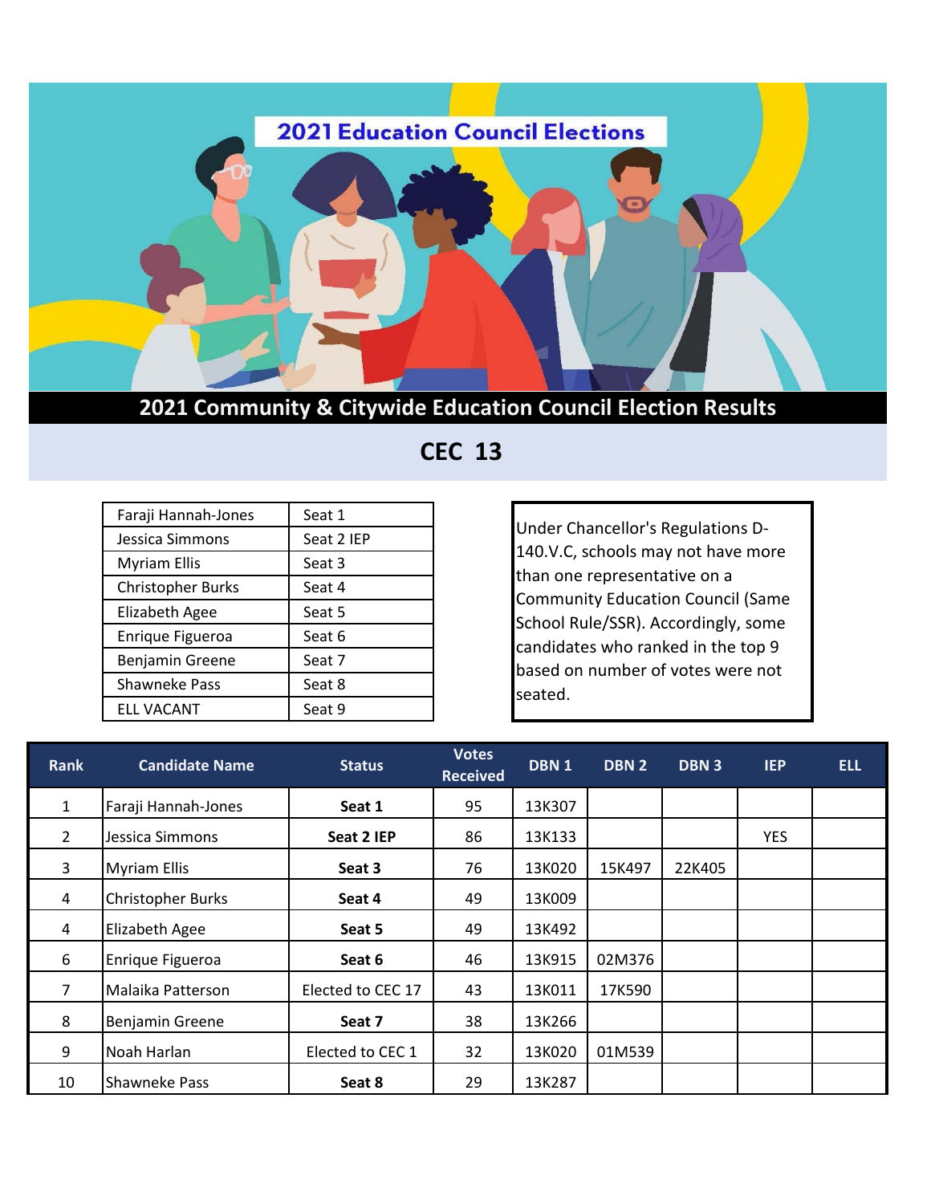# 2021 Education Council Elections

## 2021 Community & Citywide Education Council Election Results

## CEC 13

| | |
|---|---|
| Faraji Hannah-Jones | Seat 1 |
| Jessica Simmons | Seat 2 IEP |
| Myriam Ellis | Seat 3 |
| Christopher Burks | Seat 4 |
| Elizabeth Agee | Seat 5 |
| Enrique Figueroa | Seat 6 |
| Benjamin Greene | Seat 7 |
| Shawneke Pass | Seat 8 |
| ELL VACANT | Seat 9 |

Under Chancellor's Regulations D-140.V.C, schools may not have more than one representative on a Community Education Council (Same School Rule/SSR). Accordingly, some candidates who ranked in the top 9 based on number of votes were not seated.

| Rank | Candidate Name | Status | Votes Received | DBN 1 | DBN 2 | DBN 3 | IEP | ELL |
|---|---|---|---|---|---|---|---|---|
| 1 | Faraji Hannah-Jones | **Seat 1** | 95 | 13K307 | | | | |
| 2 | Jessica Simmons | **Seat 2 IEP** | 86 | 13K133 | | | YES | |
| 3 | Myriam Ellis | **Seat 3** | 76 | 13K020 | 15K497 | 22K405 | | |
| 4 | Christopher Burks | **Seat 4** | 49 | 13K009 | | | | |
| 4 | Elizabeth Agee | **Seat 5** | 49 | 13K492 | | | | |
| 6 | Enrique Figueroa | **Seat 6** | 46 | 13K915 | 02M376 | | | |
| 7 | Malaika Patterson | Elected to CEC 17 | 43 | 13K011 | 17K590 | | | |
| 8 | Benjamin Greene | **Seat 7** | 38 | 13K266 | | | | |
| 9 | Noah Harlan | Elected to CEC 1 | 32 | 13K020 | 01M539 | | | |
| 10 | Shawneke Pass | **Seat 8** | 29 | 13K287 | | | | |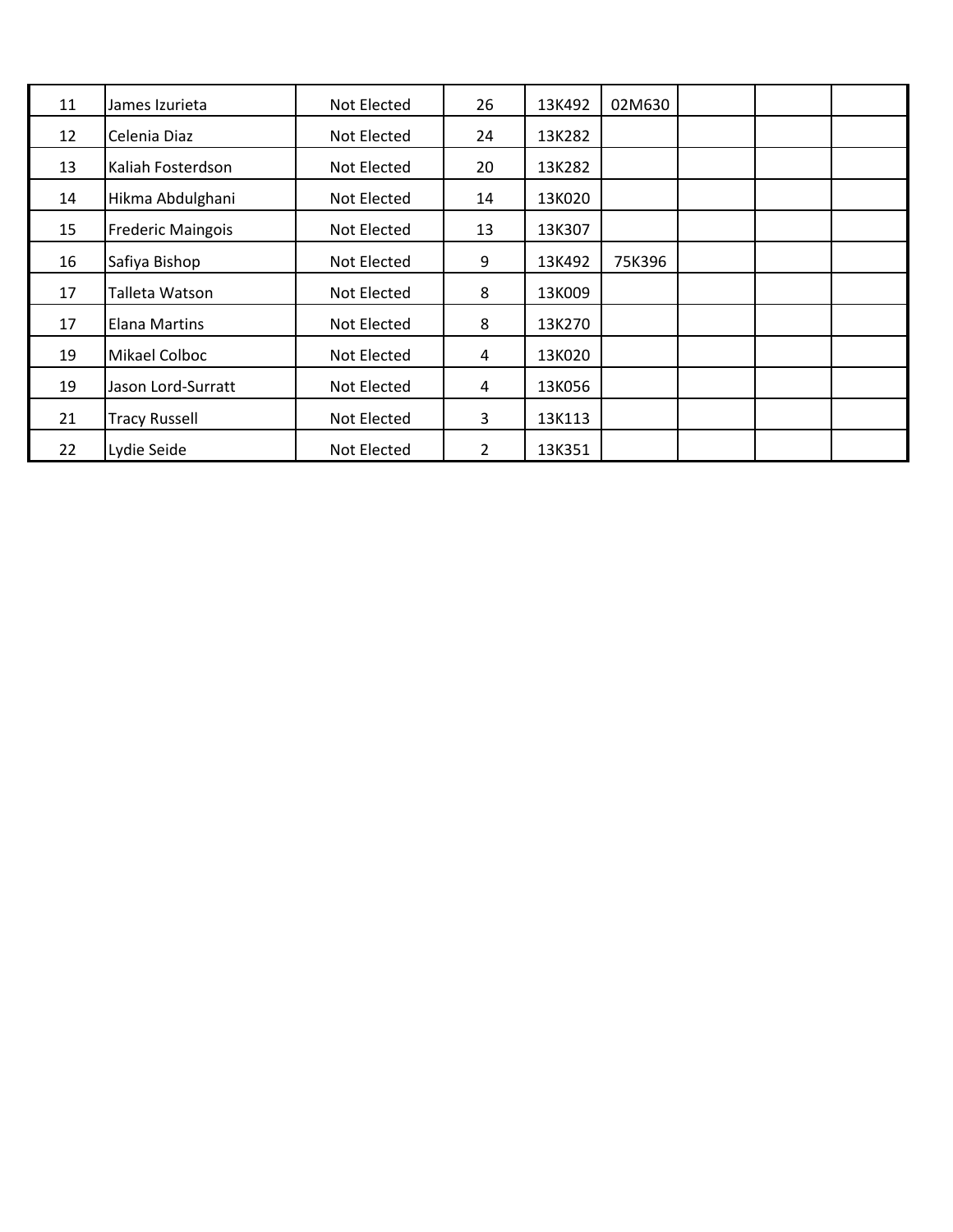| | | | | | | | | |
|---|---|---|---|---|---|---|---|---|
| 11 | James Izurieta | Not Elected | 26 | 13K492 | 02M630 | | | |
| 12 | Celenia Diaz | Not Elected | 24 | 13K282 | | | | |
| 13 | Kaliah Fosterdson | Not Elected | 20 | 13K282 | | | | |
| 14 | Hikma Abdulghani | Not Elected | 14 | 13K020 | | | | |
| 15 | Frederic Maingois | Not Elected | 13 | 13K307 | | | | |
| 16 | Safiya Bishop | Not Elected | 9 | 13K492 | 75K396 | | | |
| 17 | Talleta Watson | Not Elected | 8 | 13K009 | | | | |
| 17 | Elana Martins | Not Elected | 8 | 13K270 | | | | |
| 19 | Mikael Colboc | Not Elected | 4 | 13K020 | | | | |
| 19 | Jason Lord-Surratt | Not Elected | 4 | 13K056 | | | | |
| 21 | Tracy Russell | Not Elected | 3 | 13K113 | | | | |
| 22 | Lydie Seide | Not Elected | 2 | 13K351 | | | | |